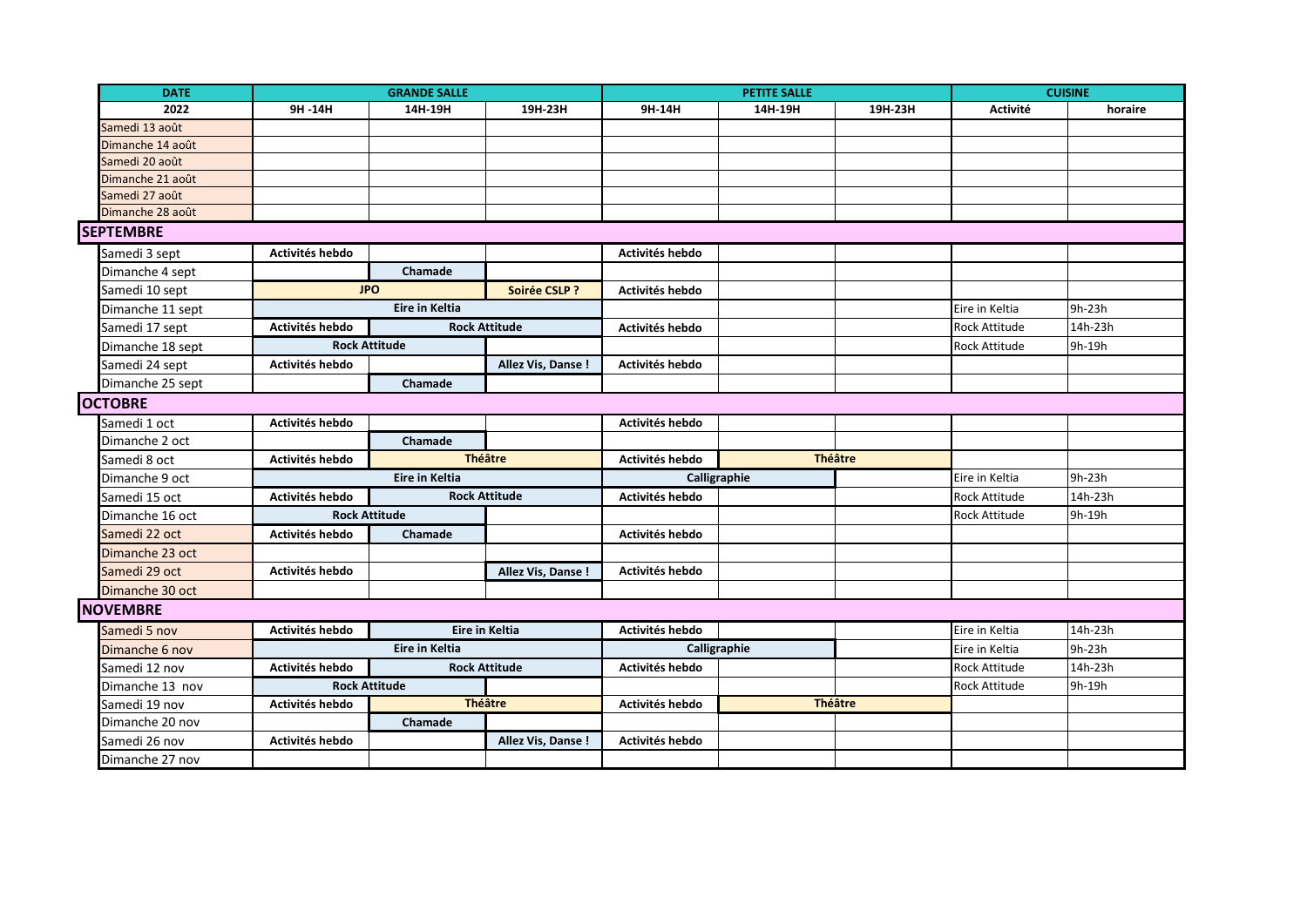| DATE | GRANDE SALLE | | | PETITE SALLE | | | CUISINE | |
|---|---|---|---|---|---|---|---|---|
| 2022 | 9H -14H | 14H-19H | 19H-23H | 9H-14H | 14H-19H | 19H-23H | Activité | horaire |
| Samedi 13 août | | | | | | | | |
| Dimanche 14 août | | | | | | | | |
| Samedi 20 août | | | | | | | | |
| Dimanche 21 août | | | | | | | | |
| Samedi 27 août | | | | | | | | |
| Dimanche 28 août | | | | | | | | |
| **SEPTEMBRE** | | | | | | | | |
| Samedi 3 sept | Activités hebdo | | | Activités hebdo | | | | |
| Dimanche 4 sept | | Chamade | | | | | | |
| Samedi 10 sept | JPO | | Soirée CSLP ? | Activités hebdo | | | | |
| Dimanche 11 sept | Eire in Keltia | | | | | | Eire in Keltia | 9h-23h |
| Samedi 17 sept | Activités hebdo | Rock Attitude | | Activités hebdo | | | Rock Attitude | 14h-23h |
| Dimanche 18 sept | Rock Attitude | | | | | | Rock Attitude | 9h-19h |
| Samedi 24 sept | Activités hebdo | | Allez Vis, Danse ! | Activités hebdo | | | | |
| Dimanche 25 sept | | Chamade | | | | | | |
| **OCTOBRE** | | | | | | | | |
| Samedi 1 oct | Activités hebdo | | | Activités hebdo | | | | |
| Dimanche 2 oct | | Chamade | | | | | | |
| Samedi 8 oct | Activités hebdo | Théâtre | | Activités hebdo | Théâtre | | | |
| Dimanche 9 oct | Eire in Keltia | | | Calligraphie | | | Eire in Keltia | 9h-23h |
| Samedi 15 oct | Activités hebdo | Rock Attitude | | Activités hebdo | | | Rock Attitude | 14h-23h |
| Dimanche 16 oct | Rock Attitude | | | | | | Rock Attitude | 9h-19h |
| Samedi 22 oct | Activités hebdo | Chamade | | Activités hebdo | | | | |
| Dimanche 23 oct | | | | | | | | |
| Samedi 29 oct | Activités hebdo | | Allez Vis, Danse ! | Activités hebdo | | | | |
| Dimanche 30 oct | | | | | | | | |
| **NOVEMBRE** | | | | | | | | |
| Samedi 5 nov | Activités hebdo | Eire in Keltia | | Activités hebdo | | | Eire in Keltia | 14h-23h |
| Dimanche 6 nov | Eire in Keltia | | | Calligraphie | | | Eire in Keltia | 9h-23h |
| Samedi 12 nov | Activités hebdo | Rock Attitude | | Activités hebdo | | | Rock Attitude | 14h-23h |
| Dimanche 13 nov | Rock Attitude | | | | | | Rock Attitude | 9h-19h |
| Samedi 19 nov | Activités hebdo | Théâtre | | Activités hebdo | Théâtre | | | |
| Dimanche 20 nov | | Chamade | | | | | | |
| Samedi 26 nov | Activités hebdo | | Allez Vis, Danse ! | Activités hebdo | | | | |
| Dimanche 27 nov | | | | | | | | |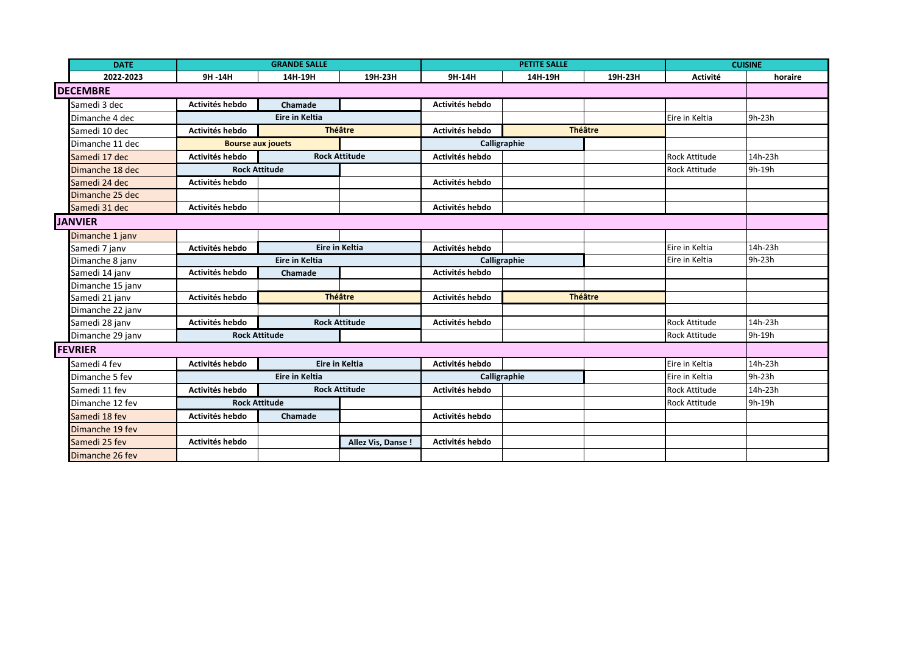| DATE | GRANDE SALLE | | | PETITE SALLE | | | CUISINE | |
|---|---|---|---|---|---|---|---|---|
| 2022-2023 | 9H -14H | 14H-19H | 19H-23H | 9H-14H | 14H-19H | 19H-23H | Activité | horaire |
| **DECEMBRE** | | | | | | | | |
| Samedi 3 dec | **Activités hebdo** | **Chamade** | | **Activités hebdo** | | | | |
| Dimanche 4 dec | **Eire in Keltia** | | | | | | Eire in Keltia | 9h-23h |
| Samedi 10 dec | **Activités hebdo** | **Théâtre** | | **Activités hebdo** | **Théâtre** | | | |
| Dimanche 11 dec | **Bourse aux jouets** | | | **Calligraphie** | | | | |
| Samedi 17 dec | **Activités hebdo** | **Rock Attitude** | | **Activités hebdo** | | | Rock Attitude | 14h-23h |
| Dimanche 18 dec | **Rock Attitude** | | | | | | Rock Attitude | 9h-19h |
| Samedi 24 dec | **Activités hebdo** | | | **Activités hebdo** | | | | |
| Dimanche 25 dec | | | | | | | | |
| Samedi 31 dec | **Activités hebdo** | | | **Activités hebdo** | | | | |
| **JANVIER** | | | | | | | | |
| Dimanche 1 janv | | | | | | | | |
| Samedi 7 janv | **Activités hebdo** | **Eire in Keltia** | | **Activités hebdo** | | | Eire in Keltia | 14h-23h |
| Dimanche 8 janv | **Eire in Keltia** | | | **Calligraphie** | | | Eire in Keltia | 9h-23h |
| Samedi 14 janv | **Activités hebdo** | **Chamade** | | **Activités hebdo** | | | | |
| Dimanche 15 janv | | | | | | | | |
| Samedi 21 janv | **Activités hebdo** | **Théâtre** | | **Activités hebdo** | **Théâtre** | | | |
| Dimanche 22 janv | | | | | | | | |
| Samedi 28 janv | **Activités hebdo** | **Rock Attitude** | | **Activités hebdo** | | | Rock Attitude | 14h-23h |
| Dimanche 29 janv | **Rock Attitude** | | | | | | Rock Attitude | 9h-19h |
| **FEVRIER** | | | | | | | | |
| Samedi 4 fev | **Activités hebdo** | **Eire in Keltia** | | **Activités hebdo** | | | Eire in Keltia | 14h-23h |
| Dimanche 5 fev | **Eire in Keltia** | | | **Calligraphie** | | | Eire in Keltia | 9h-23h |
| Samedi 11 fev | **Activités hebdo** | **Rock Attitude** | | **Activités hebdo** | | | Rock Attitude | 14h-23h |
| Dimanche 12 fev | **Rock Attitude** | | | | | | Rock Attitude | 9h-19h |
| Samedi 18 fev | **Activités hebdo** | **Chamade** | | **Activités hebdo** | | | | |
| Dimanche 19 fev | | | | | | | | |
| Samedi 25 fev | **Activités hebdo** | | **Allez Vis, Danse !** | **Activités hebdo** | | | | |
| Dimanche 26 fev | | | | | | | | |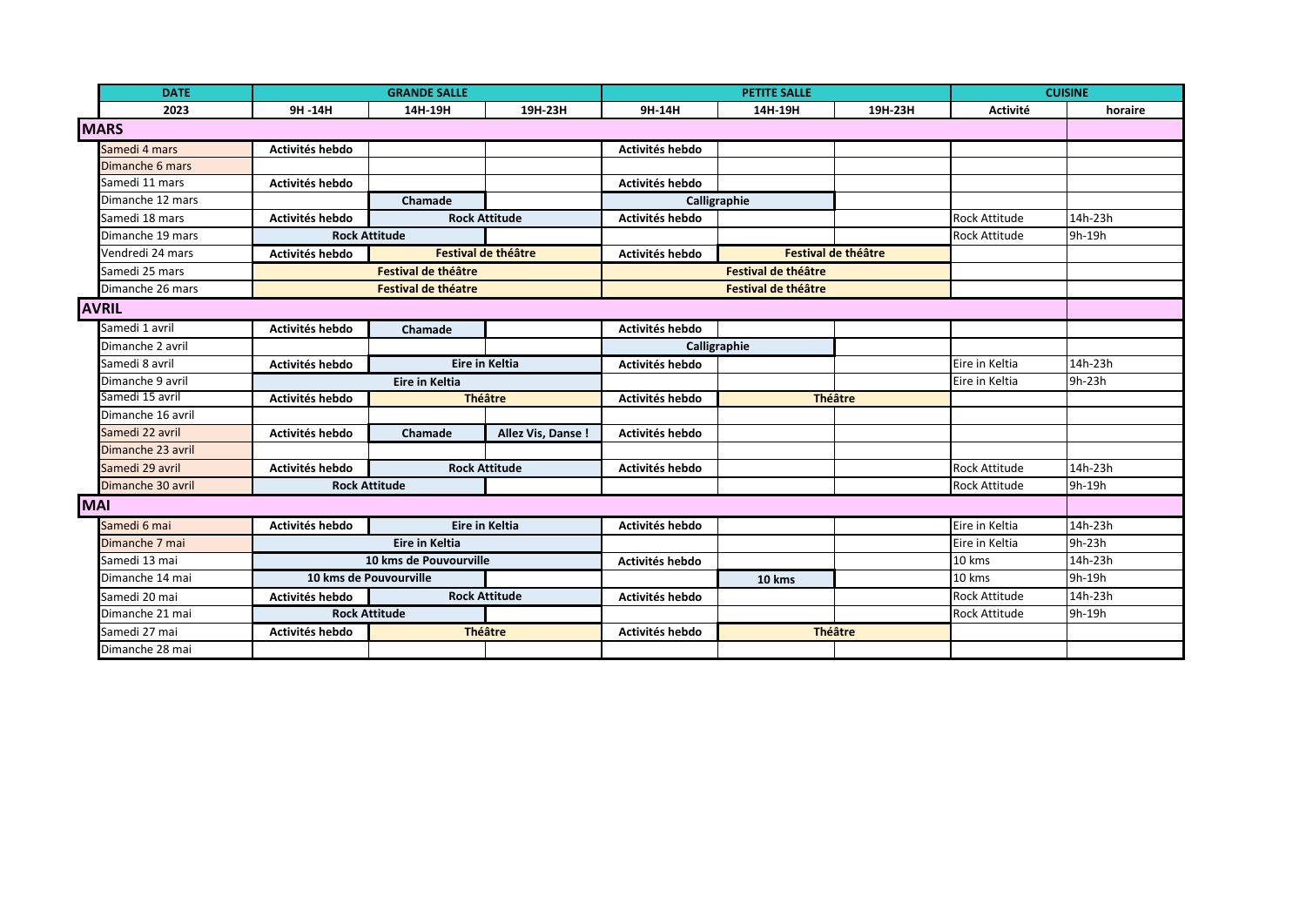| DATE | GRANDE SALLE | | | PETITE SALLE | | | CUISINE | |
|---|---|---|---|---|---|---|---|---|
| 2023 | 9H -14H | 14H-19H | 19H-23H | 9H-14H | 14H-19H | 19H-23H | Activité | horaire |
| **MARS** | | | | | | | | |
| Samedi 4 mars | Activités hebdo | | | Activités hebdo | | | | |
| Dimanche 6 mars | | | | | | | | |
| Samedi 11 mars | Activités hebdo | | | Activités hebdo | | | | |
| Dimanche 12 mars | | Chamade | | Calligraphie | | | | |
| Samedi 18 mars | Activités hebdo | Rock Attitude | | Activités hebdo | | | Rock Attitude | 14h-23h |
| Dimanche 19 mars | Rock Attitude | | | | | | Rock Attitude | 9h-19h |
| Vendredi 24 mars | Activités hebdo | Festival de théâtre | | Activités hebdo | Festival de théâtre | | | |
| Samedi 25 mars | Festival de théâtre | | | Festival de théâtre | | | | |
| Dimanche 26 mars | Festival de théatre | | | Festival de théatre | | | | |
| **AVRIL** | | | | | | | | |
| Samedi 1 avril | Activités hebdo | Chamade | | Activités hebdo | | | | |
| Dimanche 2 avril | | | | Calligraphie | | | | |
| Samedi 8 avril | Activités hebdo | Eire in Keltia | | Activités hebdo | | | Eire in Keltia | 14h-23h |
| Dimanche 9 avril | Eire in Keltia | | | | | | Eire in Keltia | 9h-23h |
| Samedi 15 avril | Activités hebdo | Théâtre | | Activités hebdo | Théâtre | | | |
| Dimanche 16 avril | | | | | | | | |
| Samedi 22 avril | Activités hebdo | Chamade | Allez Vis, Danse ! | Activités hebdo | | | | |
| Dimanche 23 avril | | | | | | | | |
| Samedi 29 avril | Activités hebdo | Rock Attitude | | Activités hebdo | | | Rock Attitude | 14h-23h |
| Dimanche 30 avril | Rock Attitude | | | | | | Rock Attitude | 9h-19h |
| **MAI** | | | | | | | | |
| Samedi 6 mai | Activités hebdo | Eire in Keltia | | Activités hebdo | | | Eire in Keltia | 14h-23h |
| Dimanche 7 mai | Eire in Keltia | | | | | | Eire in Keltia | 9h-23h |
| Samedi 13 mai | 10 kms de Pouvourville | | | Activités hebdo | | | 10 kms | 14h-23h |
| Dimanche 14 mai | 10 kms de Pouvourville | | | | 10 kms | | 10 kms | 9h-19h |
| Samedi 20 mai | Activités hebdo | Rock Attitude | | Activités hebdo | | | Rock Attitude | 14h-23h |
| Dimanche 21 mai | Rock Attitude | | | | | | Rock Attitude | 9h-19h |
| Samedi 27 mai | Activités hebdo | Théâtre | | Activités hebdo | Théâtre | | | |
| Dimanche 28 mai | | | | | | | | |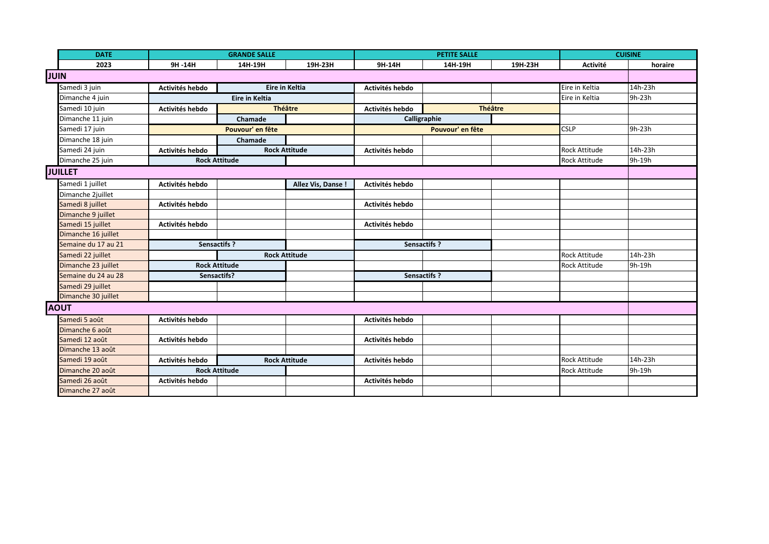| DATE | GRANDE SALLE | | | PETITE SALLE | | | CUISINE | |
|---|---|---|---|---|---|---|---|---|
| 2023 | 9H -14H | 14H-19H | 19H-23H | 9H-14H | 14H-19H | 19H-23H | Activité | horaire |
| **JUIN** | | | | | | | | |
| Samedi 3 juin | Activités hebdo | Eire in Keltia | | Activités hebdo | | | Eire in Keltia | 14h-23h |
| Dimanche 4 juin | Eire in Keltia | | | | | | Eire in Keltia | 9h-23h |
| Samedi 10 juin | Activités hebdo | Théâtre | | Activités hebdo | Théâtre | | | |
| Dimanche 11 juin | | Chamade | | Calligraphie | | | | |
| Samedi 17 juin | Pouvour' en fête | | | Pouvour' en fête | | | CSLP | 9h-23h |
| Dimanche 18 juin | | Chamade | | | | | | |
| Samedi 24 juin | Activités hebdo | Rock Attitude | | Activités hebdo | | | Rock Attitude | 14h-23h |
| Dimanche 25 juin | Rock Attitude | | | | | | Rock Attitude | 9h-19h |
| **JUILLET** | | | | | | | | |
| Samedi 1 juillet | Activités hebdo | | Allez Vis, Danse ! | Activités hebdo | | | | |
| Dimanche 2juillet | | | | | | | | |
| Samedi 8 juillet | Activités hebdo | | | Activités hebdo | | | | |
| Dimanche 9 juillet | | | | | | | | |
| Samedi 15 juillet | Activités hebdo | | | Activités hebdo | | | | |
| Dimanche 16 juillet | | | | | | | | |
| Semaine du 17 au 21 | Sensactifs ? | | | Sensactifs ? | | | | |
| Samedi 22 juillet | | Rock Attitude | | | | | Rock Attitude | 14h-23h |
| Dimanche 23 juillet | Rock Attitude | | | | | | Rock Attitude | 9h-19h |
| Semaine du 24 au 28 | Sensactifs? | | | Sensactifs ? | | | | |
| Samedi 29 juillet | | | | | | | | |
| Dimanche 30 juillet | | | | | | | | |
| **AOUT** | | | | | | | | |
| Samedi 5 août | Activités hebdo | | | Activités hebdo | | | | |
| Dimanche 6 août | | | | | | | | |
| Samedi 12 août | Activités hebdo | | | Activités hebdo | | | | |
| Dimanche 13 août | | | | | | | | |
| Samedi 19 août | Activités hebdo | Rock Attitude | | Activités hebdo | | | Rock Attitude | 14h-23h |
| Dimanche 20 août | Rock Attitude | | | | | | Rock Attitude | 9h-19h |
| Samedi 26 août | Activités hebdo | | | Activités hebdo | | | | |
| Dimanche 27 août | | | | | | | | |